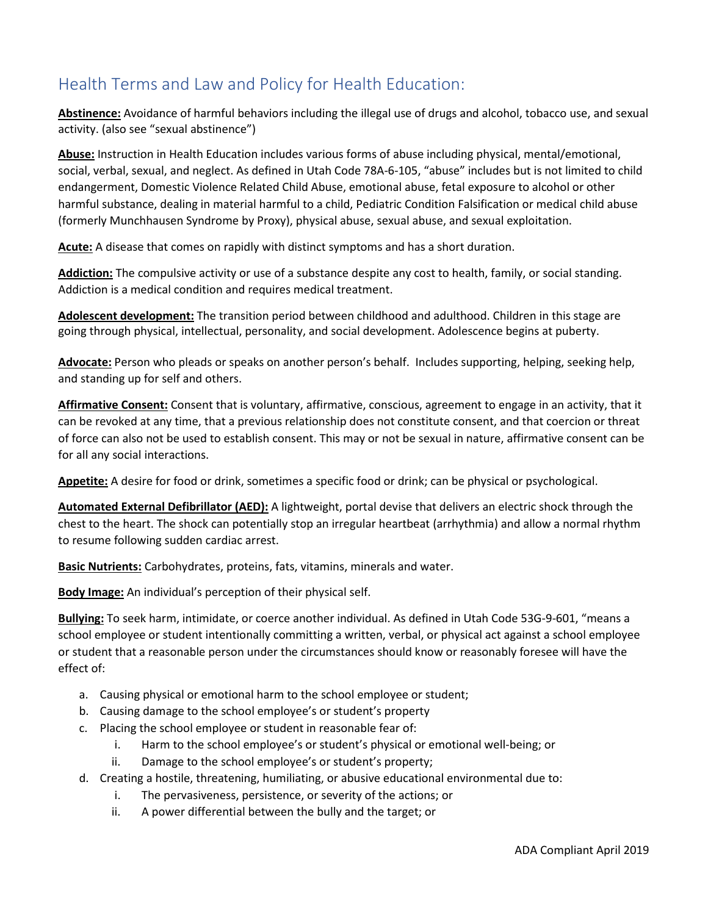## Health Terms and Law and Policy for Health Education:

**Abstinence:** Avoidance of harmful behaviors including the illegal use of drugs and alcohol, tobacco use, and sexual activity. (also see "sexual abstinence")

**Abuse:** Instruction in Health Education includes various forms of abuse including physical, mental/emotional, social, verbal, sexual, and neglect. As defined in Utah Code 78A-6-105, "abuse" includes but is not limited to child endangerment, Domestic Violence Related Child Abuse, emotional abuse, fetal exposure to alcohol or other harmful substance, dealing in material harmful to a child, Pediatric Condition Falsification or medical child abuse (formerly Munchhausen Syndrome by Proxy), physical abuse, sexual abuse, and sexual exploitation.

**Acute:** A disease that comes on rapidly with distinct symptoms and has a short duration.

**Addiction:** The compulsive activity or use of a substance despite any cost to health, family, or social standing. Addiction is a medical condition and requires medical treatment.

**Adolescent development:** The transition period between childhood and adulthood. Children in this stage are going through physical, intellectual, personality, and social development. Adolescence begins at puberty.

**Advocate:** Person who pleads or speaks on another person's behalf. Includes supporting, helping, seeking help, and standing up for self and others.

**Affirmative Consent:** Consent that is voluntary, affirmative, conscious, agreement to engage in an activity, that it can be revoked at any time, that a previous relationship does not constitute consent, and that coercion or threat of force can also not be used to establish consent. This may or not be sexual in nature, affirmative consent can be for all any social interactions.

**Appetite:** A desire for food or drink, sometimes a specific food or drink; can be physical or psychological.

**Automated External Defibrillator (AED):** A lightweight, portal devise that delivers an electric shock through the chest to the heart. The shock can potentially stop an irregular heartbeat (arrhythmia) and allow a normal rhythm to resume following sudden cardiac arrest.

**Basic Nutrients:** Carbohydrates, proteins, fats, vitamins, minerals and water.

**Body Image:** An individual's perception of their physical self.

**Bullying:** To seek harm, intimidate, or coerce another individual. As defined in Utah Code 53G-9-601, "means a school employee or student intentionally committing a written, verbal, or physical act against a school employee or student that a reasonable person under the circumstances should know or reasonably foresee will have the effect of:

a. Causing physical or emotional harm to the school employee or student;
b. Causing damage to the school employee's or student's property
c. Placing the school employee or student in reasonable fear of:
    i. Harm to the school employee's or student's physical or emotional well-being; or
    ii. Damage to the school employee's or student's property;
d. Creating a hostile, threatening, humiliating, or abusive educational environmental due to:
    i. The pervasiveness, persistence, or severity of the actions; or
    ii. A power differential between the bully and the target; or

ADA Compliant April 2019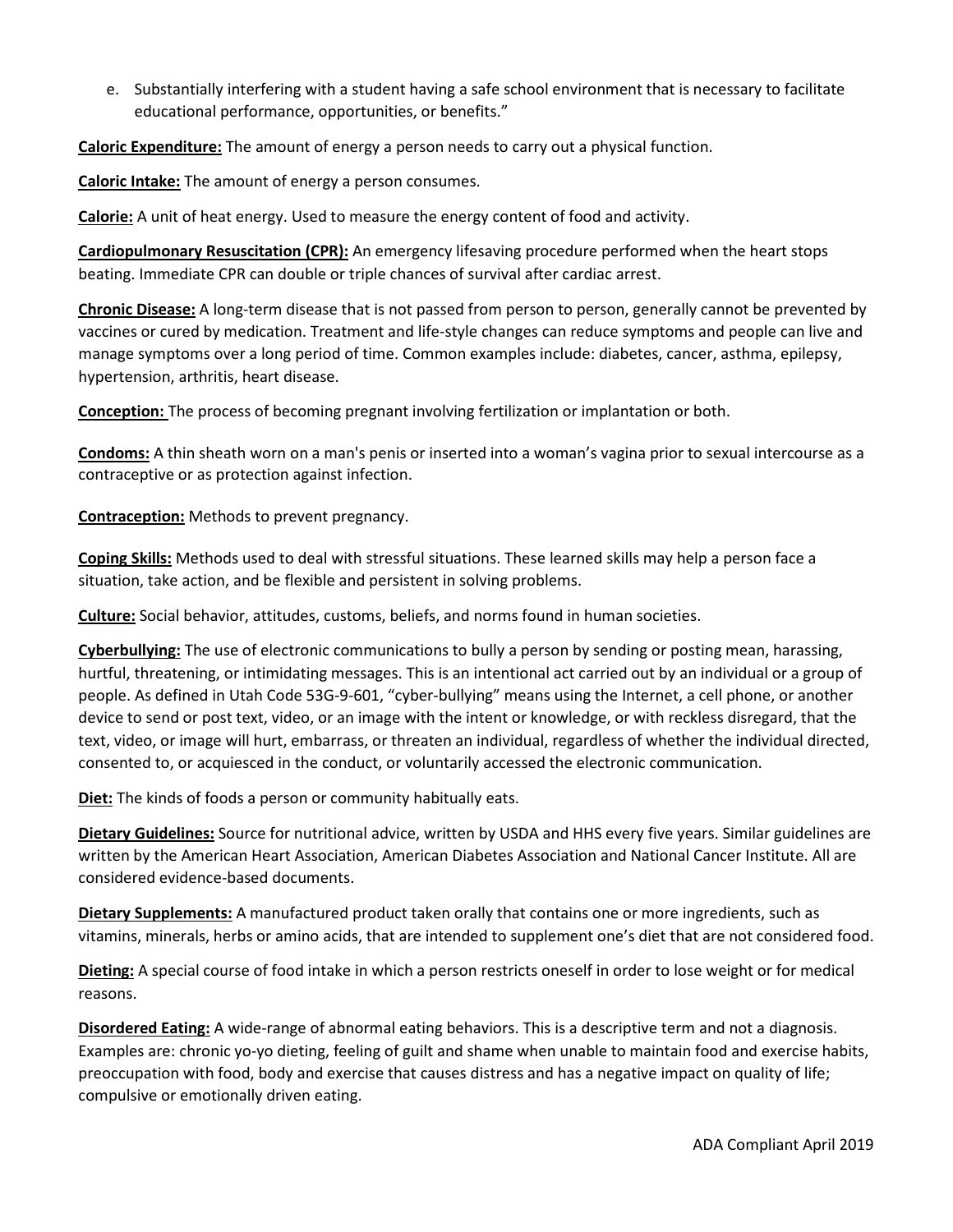e. Substantially interfering with a student having a safe school environment that is necessary to facilitate educational performance, opportunities, or benefits."

**Caloric Expenditure:** The amount of energy a person needs to carry out a physical function.

**Caloric Intake:** The amount of energy a person consumes.

**Calorie:** A unit of heat energy. Used to measure the energy content of food and activity.

**Cardiopulmonary Resuscitation (CPR):** An emergency lifesaving procedure performed when the heart stops beating. Immediate CPR can double or triple chances of survival after cardiac arrest.

**Chronic Disease:** A long-term disease that is not passed from person to person, generally cannot be prevented by vaccines or cured by medication. Treatment and life-style changes can reduce symptoms and people can live and manage symptoms over a long period of time. Common examples include: diabetes, cancer, asthma, epilepsy, hypertension, arthritis, heart disease.

**Conception:** The process of becoming pregnant involving fertilization or implantation or both.

**Condoms:** A thin sheath worn on a man's penis or inserted into a woman's vagina prior to sexual intercourse as a contraceptive or as protection against infection.

**Contraception:** Methods to prevent pregnancy.

**Coping Skills:** Methods used to deal with stressful situations. These learned skills may help a person face a situation, take action, and be flexible and persistent in solving problems.

**Culture:** Social behavior, attitudes, customs, beliefs, and norms found in human societies.

**Cyberbullying:** The use of electronic communications to bully a person by sending or posting mean, harassing, hurtful, threatening, or intimidating messages. This is an intentional act carried out by an individual or a group of people. As defined in Utah Code 53G-9-601, "cyber-bullying" means using the Internet, a cell phone, or another device to send or post text, video, or an image with the intent or knowledge, or with reckless disregard, that the text, video, or image will hurt, embarrass, or threaten an individual, regardless of whether the individual directed, consented to, or acquiesced in the conduct, or voluntarily accessed the electronic communication.

**Diet:** The kinds of foods a person or community habitually eats.

**Dietary Guidelines:** Source for nutritional advice, written by USDA and HHS every five years. Similar guidelines are written by the American Heart Association, American Diabetes Association and National Cancer Institute. All are considered evidence-based documents.

**Dietary Supplements:** A manufactured product taken orally that contains one or more ingredients, such as vitamins, minerals, herbs or amino acids, that are intended to supplement one's diet that are not considered food.

**Dieting:** A special course of food intake in which a person restricts oneself in order to lose weight or for medical reasons.

**Disordered Eating:** A wide-range of abnormal eating behaviors. This is a descriptive term and not a diagnosis. Examples are: chronic yo-yo dieting, feeling of guilt and shame when unable to maintain food and exercise habits, preoccupation with food, body and exercise that causes distress and has a negative impact on quality of life; compulsive or emotionally driven eating.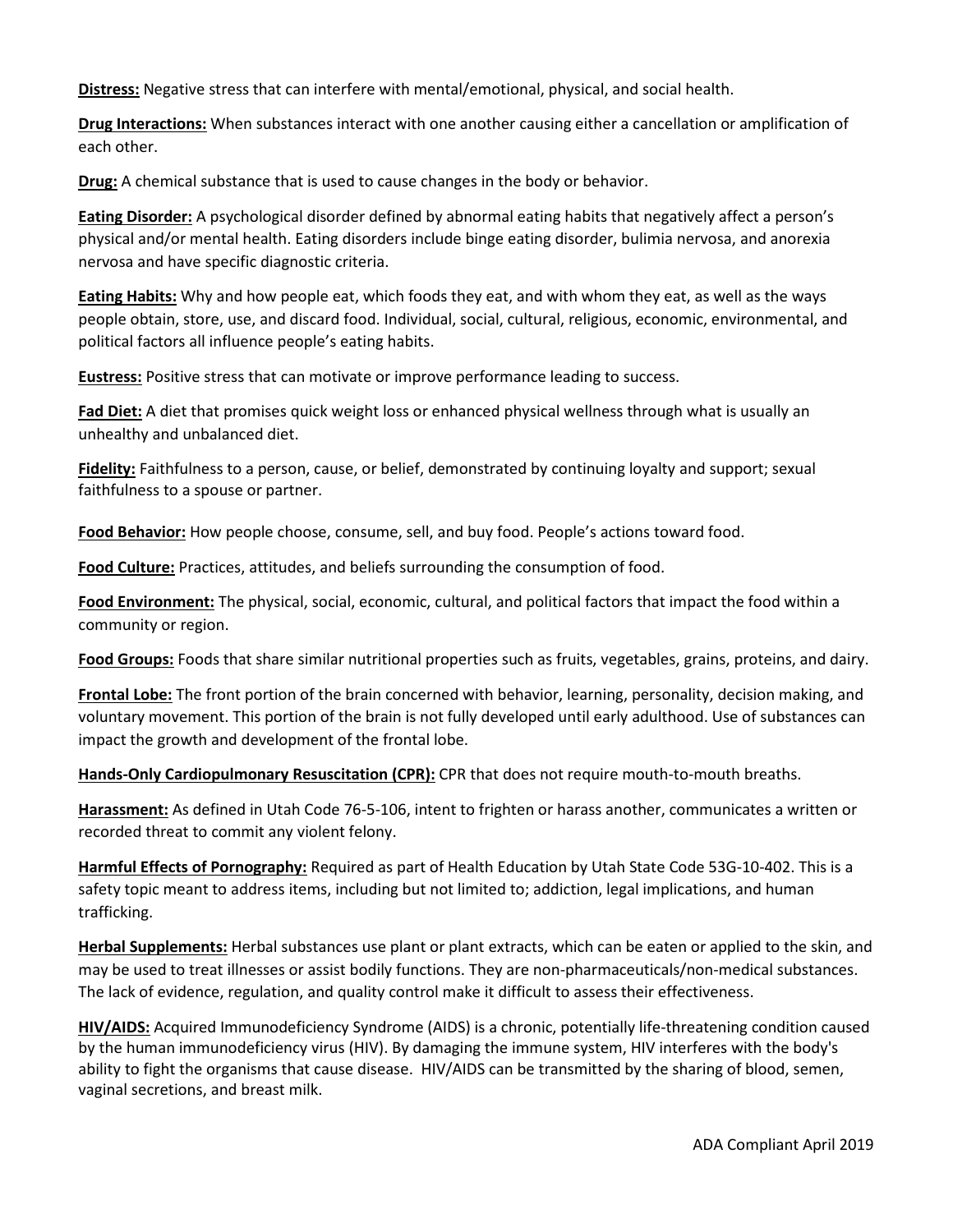**Distress:** Negative stress that can interfere with mental/emotional, physical, and social health.

**Drug Interactions:** When substances interact with one another causing either a cancellation or amplification of each other.

**Drug:** A chemical substance that is used to cause changes in the body or behavior.

**Eating Disorder:** A psychological disorder defined by abnormal eating habits that negatively affect a person's physical and/or mental health. Eating disorders include binge eating disorder, bulimia nervosa, and anorexia nervosa and have specific diagnostic criteria.

**Eating Habits:** Why and how people eat, which foods they eat, and with whom they eat, as well as the ways people obtain, store, use, and discard food. Individual, social, cultural, religious, economic, environmental, and political factors all influence people's eating habits.

**Eustress:** Positive stress that can motivate or improve performance leading to success.

**Fad Diet:** A diet that promises quick weight loss or enhanced physical wellness through what is usually an unhealthy and unbalanced diet.

**Fidelity:** Faithfulness to a person, cause, or belief, demonstrated by continuing loyalty and support; sexual faithfulness to a spouse or partner.

**Food Behavior:** How people choose, consume, sell, and buy food. People's actions toward food.

**Food Culture:** Practices, attitudes, and beliefs surrounding the consumption of food.

**Food Environment:** The physical, social, economic, cultural, and political factors that impact the food within a community or region.

**Food Groups:** Foods that share similar nutritional properties such as fruits, vegetables, grains, proteins, and dairy.

**Frontal Lobe:** The front portion of the brain concerned with behavior, learning, personality, decision making, and voluntary movement. This portion of the brain is not fully developed until early adulthood. Use of substances can impact the growth and development of the frontal lobe.

**Hands-Only Cardiopulmonary Resuscitation (CPR):** CPR that does not require mouth-to-mouth breaths.

**Harassment:** As defined in Utah Code 76-5-106, intent to frighten or harass another, communicates a written or recorded threat to commit any violent felony.

**Harmful Effects of Pornography:** Required as part of Health Education by Utah State Code 53G-10-402. This is a safety topic meant to address items, including but not limited to; addiction, legal implications, and human trafficking.

**Herbal Supplements:** Herbal substances use plant or plant extracts, which can be eaten or applied to the skin, and may be used to treat illnesses or assist bodily functions. They are non-pharmaceuticals/non-medical substances. The lack of evidence, regulation, and quality control make it difficult to assess their effectiveness.

**HIV/AIDS:** Acquired Immunodeficiency Syndrome (AIDS) is a chronic, potentially life-threatening condition caused by the human immunodeficiency virus (HIV). By damaging the immune system, HIV interferes with the body's ability to fight the organisms that cause disease. HIV/AIDS can be transmitted by the sharing of blood, semen, vaginal secretions, and breast milk.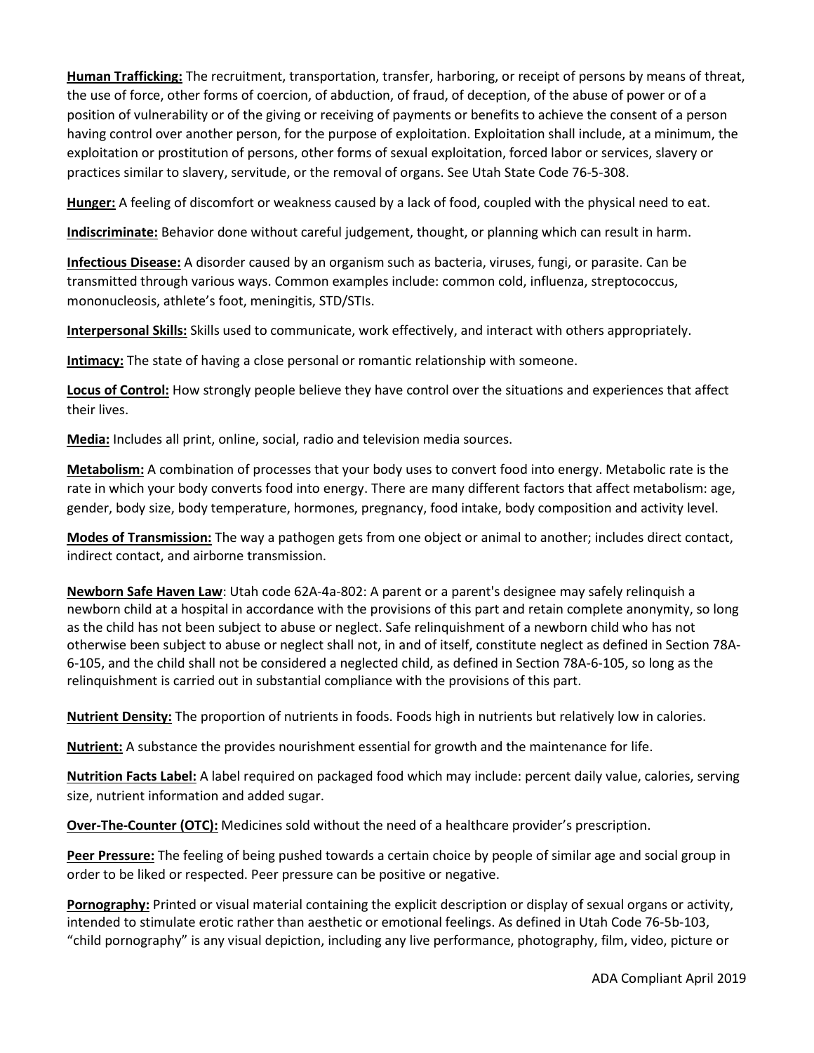**Human Trafficking:** The recruitment, transportation, transfer, harboring, or receipt of persons by means of threat, the use of force, other forms of coercion, of abduction, of fraud, of deception, of the abuse of power or of a position of vulnerability or of the giving or receiving of payments or benefits to achieve the consent of a person having control over another person, for the purpose of exploitation. Exploitation shall include, at a minimum, the exploitation or prostitution of persons, other forms of sexual exploitation, forced labor or services, slavery or practices similar to slavery, servitude, or the removal of organs. See Utah State Code 76-5-308.

**Hunger:** A feeling of discomfort or weakness caused by a lack of food, coupled with the physical need to eat.

**Indiscriminate:** Behavior done without careful judgement, thought, or planning which can result in harm.

**Infectious Disease:** A disorder caused by an organism such as bacteria, viruses, fungi, or parasite. Can be transmitted through various ways. Common examples include: common cold, influenza, streptococcus, mononucleosis, athlete's foot, meningitis, STD/STIs.

**Interpersonal Skills:** Skills used to communicate, work effectively, and interact with others appropriately.

**Intimacy:** The state of having a close personal or romantic relationship with someone.

**Locus of Control:** How strongly people believe they have control over the situations and experiences that affect their lives.

**Media:** Includes all print, online, social, radio and television media sources.

**Metabolism:** A combination of processes that your body uses to convert food into energy. Metabolic rate is the rate in which your body converts food into energy. There are many different factors that affect metabolism: age, gender, body size, body temperature, hormones, pregnancy, food intake, body composition and activity level.

**Modes of Transmission:** The way a pathogen gets from one object or animal to another; includes direct contact, indirect contact, and airborne transmission.

**Newborn Safe Haven Law**: Utah code 62A-4a-802: A parent or a parent's designee may safely relinquish a newborn child at a hospital in accordance with the provisions of this part and retain complete anonymity, so long as the child has not been subject to abuse or neglect. Safe relinquishment of a newborn child who has not otherwise been subject to abuse or neglect shall not, in and of itself, constitute neglect as defined in Section 78A-6-105, and the child shall not be considered a neglected child, as defined in Section 78A-6-105, so long as the relinquishment is carried out in substantial compliance with the provisions of this part.

**Nutrient Density:** The proportion of nutrients in foods. Foods high in nutrients but relatively low in calories.

**Nutrient:** A substance the provides nourishment essential for growth and the maintenance for life.

**Nutrition Facts Label:** A label required on packaged food which may include: percent daily value, calories, serving size, nutrient information and added sugar.

**Over-The-Counter (OTC):** Medicines sold without the need of a healthcare provider's prescription.

**Peer Pressure:** The feeling of being pushed towards a certain choice by people of similar age and social group in order to be liked or respected. Peer pressure can be positive or negative.

**Pornography:** Printed or visual material containing the explicit description or display of sexual organs or activity, intended to stimulate erotic rather than aesthetic or emotional feelings. As defined in Utah Code 76-5b-103, "child pornography" is any visual depiction, including any live performance, photography, film, video, picture or

ADA Compliant April 2019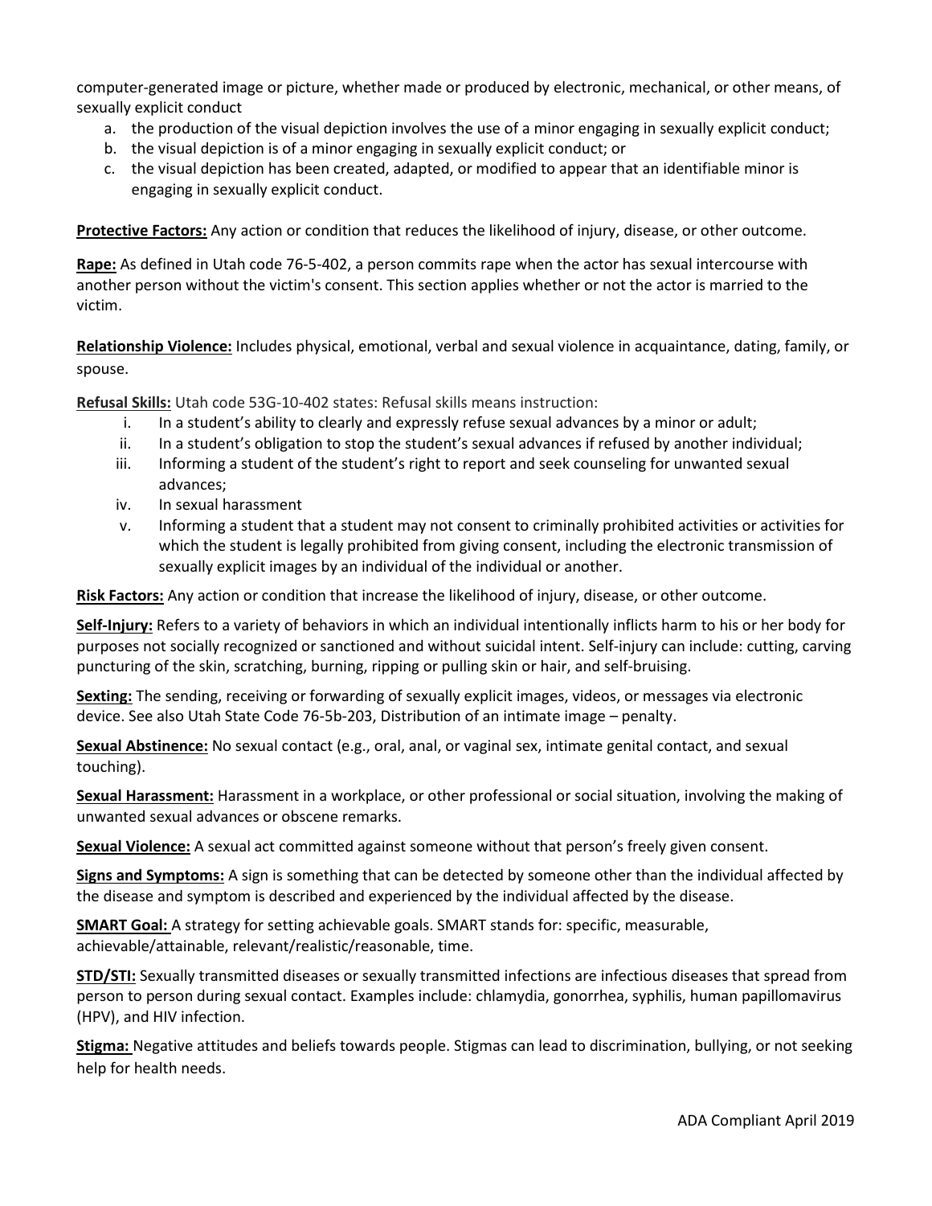computer-generated image or picture, whether made or produced by electronic, mechanical, or other means, of sexually explicit conduct

a. the production of the visual depiction involves the use of a minor engaging in sexually explicit conduct;
b. the visual depiction is of a minor engaging in sexually explicit conduct; or
c. the visual depiction has been created, adapted, or modified to appear that an identifiable minor is engaging in sexually explicit conduct.

**Protective Factors:** Any action or condition that reduces the likelihood of injury, disease, or other outcome.

**Rape:** As defined in Utah code 76-5-402, a person commits rape when the actor has sexual intercourse with another person without the victim's consent. This section applies whether or not the actor is married to the victim.

**Relationship Violence:** Includes physical, emotional, verbal and sexual violence in acquaintance, dating, family, or spouse.

**Refusal Skills:** Utah code 53G-10-402 states: Refusal skills means instruction:

i. In a student's ability to clearly and expressly refuse sexual advances by a minor or adult;
ii. In a student's obligation to stop the student's sexual advances if refused by another individual;
iii. Informing a student of the student's right to report and seek counseling for unwanted sexual advances;
iv. In sexual harassment
v. Informing a student that a student may not consent to criminally prohibited activities or activities for which the student is legally prohibited from giving consent, including the electronic transmission of sexually explicit images by an individual of the individual or another.

**Risk Factors:** Any action or condition that increase the likelihood of injury, disease, or other outcome.

**Self-Injury:** Refers to a variety of behaviors in which an individual intentionally inflicts harm to his or her body for purposes not socially recognized or sanctioned and without suicidal intent. Self-injury can include: cutting, carving puncturing of the skin, scratching, burning, ripping or pulling skin or hair, and self-bruising.

**Sexting:** The sending, receiving or forwarding of sexually explicit images, videos, or messages via electronic device. See also Utah State Code 76-5b-203, Distribution of an intimate image – penalty.

**Sexual Abstinence:** No sexual contact (e.g., oral, anal, or vaginal sex, intimate genital contact, and sexual touching).

**Sexual Harassment:** Harassment in a workplace, or other professional or social situation, involving the making of unwanted sexual advances or obscene remarks.

**Sexual Violence:** A sexual act committed against someone without that person's freely given consent.

**Signs and Symptoms:** A sign is something that can be detected by someone other than the individual affected by the disease and symptom is described and experienced by the individual affected by the disease.

**SMART Goal:** A strategy for setting achievable goals. SMART stands for: specific, measurable, achievable/attainable, relevant/realistic/reasonable, time.

**STD/STI:** Sexually transmitted diseases or sexually transmitted infections are infectious diseases that spread from person to person during sexual contact. Examples include: chlamydia, gonorrhea, syphilis, human papillomavirus (HPV), and HIV infection.

**Stigma:** Negative attitudes and beliefs towards people. Stigmas can lead to discrimination, bullying, or not seeking help for health needs.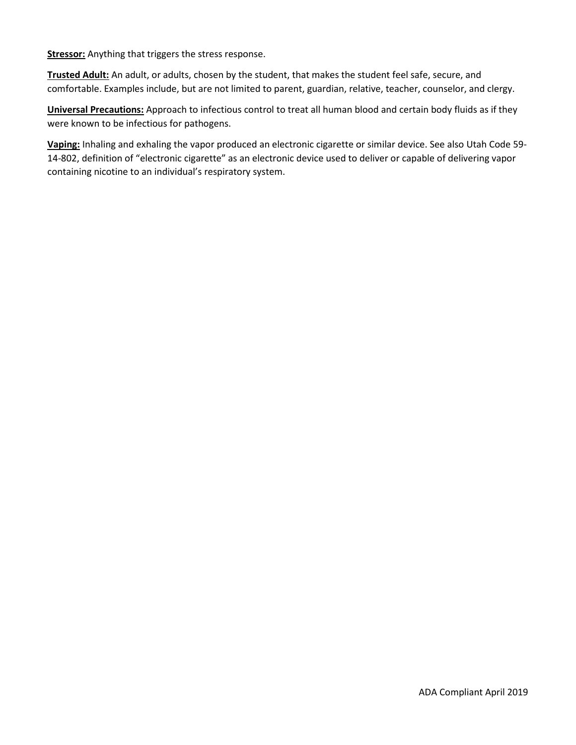**Stressor:** Anything that triggers the stress response.

**Trusted Adult:** An adult, or adults, chosen by the student, that makes the student feel safe, secure, and comfortable. Examples include, but are not limited to parent, guardian, relative, teacher, counselor, and clergy.

**Universal Precautions:** Approach to infectious control to treat all human blood and certain body fluids as if they were known to be infectious for pathogens.

**Vaping:** Inhaling and exhaling the vapor produced an electronic cigarette or similar device. See also Utah Code 59-14-802, definition of "electronic cigarette" as an electronic device used to deliver or capable of delivering vapor containing nicotine to an individual's respiratory system.

ADA Compliant April 2019